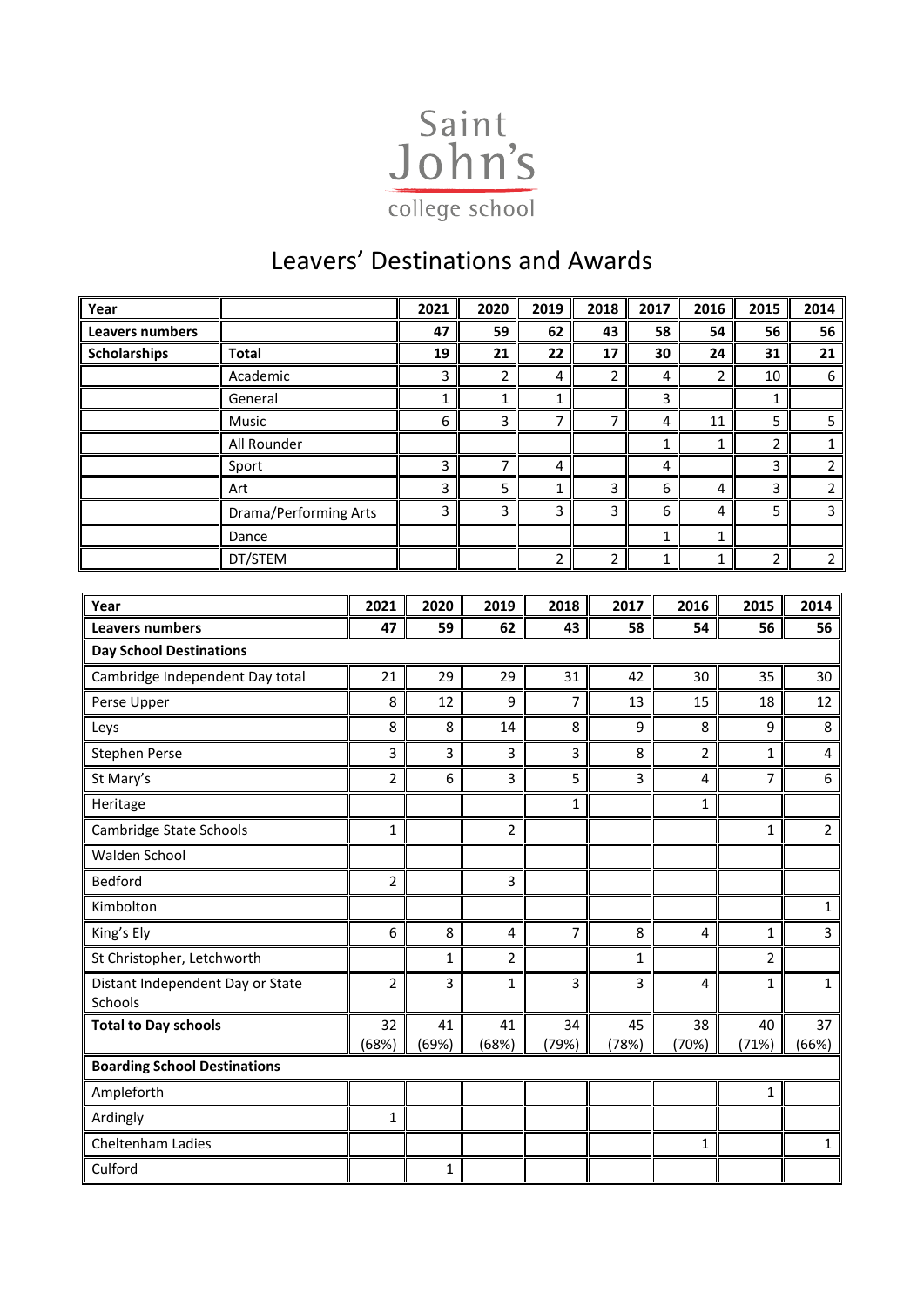Saint John's college school

# Leavers' Destinations and Awards

| Year | | 2021 | 2020 | 2019 | 2018 | 2017 | 2016 | 2015 | 2014 |
|---|---|---|---|---|---|---|---|---|---|
| **Leavers numbers** | | **47** | **59** | **62** | **43** | **58** | **54** | **56** | **56** |
| **Scholarships** | **Total** | **19** | **21** | **22** | **17** | **30** | **24** | **31** | **21** |
| | Academic | 3 | 2 | 4 | 2 | 4 | 2 | 10 | 6 |
| | General | 1 | 1 | 1 | | 3 | | 1 | |
| | Music | 6 | 3 | 7 | 7 | 4 | 11 | 5 | 5 |
| | All Rounder | | | | | 1 | 1 | 2 | 1 |
| | Sport | 3 | 7 | 4 | | 4 | | 3 | 2 |
| | Art | 3 | 5 | 1 | 3 | 6 | 4 | 3 | 2 |
| | Drama/Performing Arts | 3 | 3 | 3 | 3 | 6 | 4 | 5 | 3 |
| | Dance | | | | | 1 | 1 | | |
| | DT/STEM | | | 2 | 2 | 1 | 1 | 2 | 2 |

| Year | 2021 | 2020 | 2019 | 2018 | 2017 | 2016 | 2015 | 2014 |
|---|---|---|---|---|---|---|---|---|
| **Leavers numbers** | **47** | **59** | **62** | **43** | **58** | **54** | **56** | **56** |
| **Day School Destinations** | | | | | | | | |
| Cambridge Independent Day total | 21 | 29 | 29 | 31 | 42 | 30 | 35 | 30 |
| Perse Upper | 8 | 12 | 9 | 7 | 13 | 15 | 18 | 12 |
| Leys | 8 | 8 | 14 | 8 | 9 | 8 | 9 | 8 |
| Stephen Perse | 3 | 3 | 3 | 3 | 8 | 2 | 1 | 4 |
| St Mary's | 2 | 6 | 3 | 5 | 3 | 4 | 7 | 6 |
| Heritage | | | | 1 | | 1 | | |
| Cambridge State Schools | 1 | | 2 | | | | 1 | 2 |
| Walden School | | | | | | | | |
| Bedford | 2 | | 3 | | | | | |
| Kimbolton | | | | | | | | 1 |
| King's Ely | 6 | 8 | 4 | 7 | 8 | 4 | 1 | 3 |
| St Christopher, Letchworth | | 1 | 2 | | 1 | | 2 | |
| Distant Independent Day or State Schools | 2 | 3 | 1 | 3 | 3 | 4 | 1 | 1 |
| **Total to Day schools** | 32 (68%) | 41 (69%) | 41 (68%) | 34 (79%) | 45 (78%) | 38 (70%) | 40 (71%) | 37 (66%) |
| **Boarding School Destinations** | | | | | | | | |
| Ampleforth | | | | | | | 1 | |
| Ardingly | 1 | | | | | | | |
| Cheltenham Ladies | | | | | | 1 | | 1 |
| Culford | | 1 | | | | | | |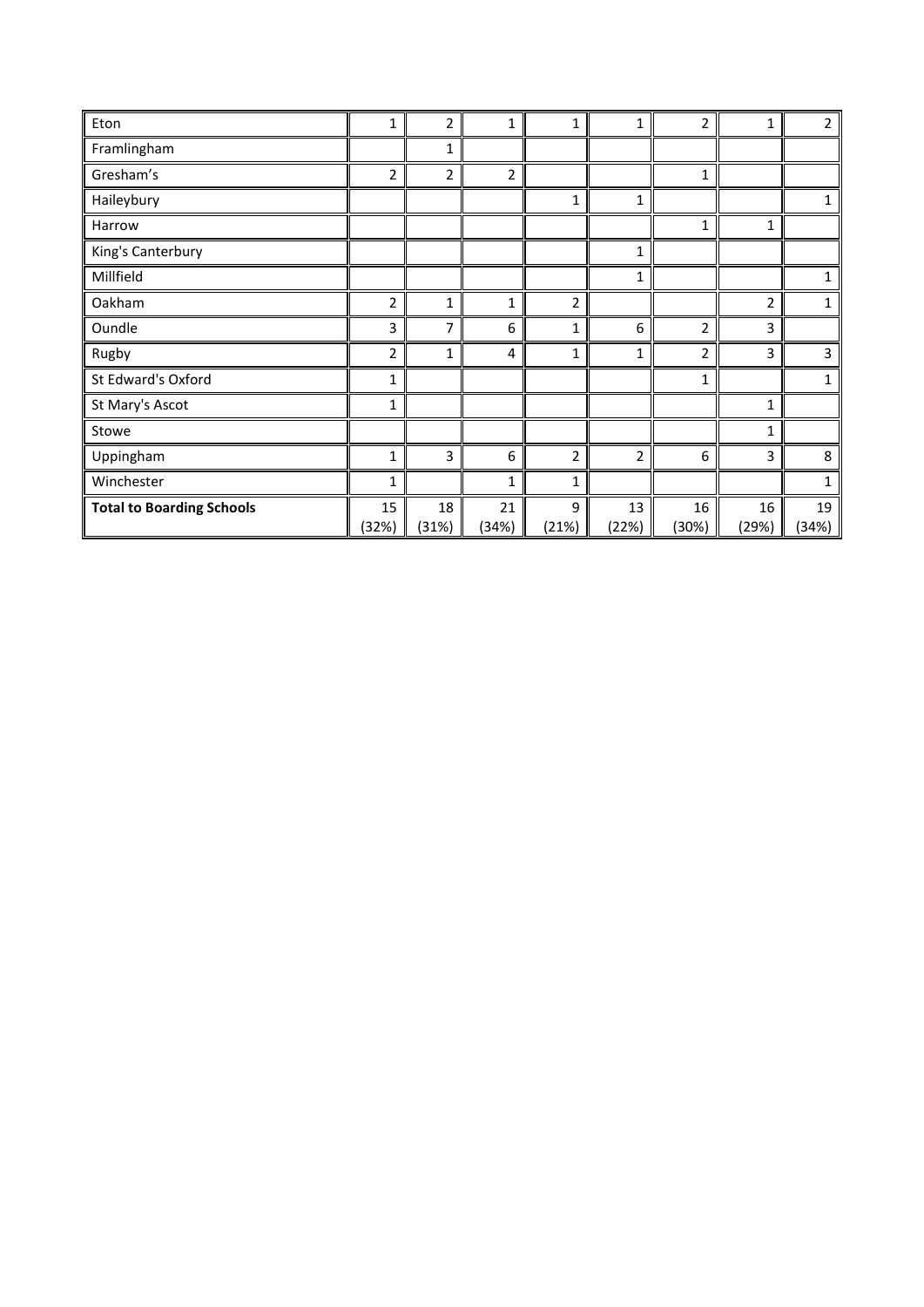| | | | | | | | | |
|---|---|---|---|---|---|---|---|---|
| Eton | 1 | 2 | 1 | 1 | 1 | 2 | 1 | 2 |
| Framlingham | | 1 | | | | | | |
| Gresham’s | 2 | 2 | 2 | | | 1 | | |
| Haileybury | | | | 1 | 1 | | | 1 |
| Harrow | | | | | | 1 | 1 | |
| King's Canterbury | | | | | 1 | | | |
| Millfield | | | | | 1 | | | 1 |
| Oakham | 2 | 1 | 1 | 2 | | | 2 | 1 |
| Oundle | 3 | 7 | 6 | 1 | 6 | 2 | 3 | |
| Rugby | 2 | 1 | 4 | 1 | 1 | 2 | 3 | 3 |
| St Edward's Oxford | 1 | | | | | 1 | | 1 |
| St Mary's Ascot | 1 | | | | | | 1 | |
| Stowe | | | | | | | 1 | |
| Uppingham | 1 | 3 | 6 | 2 | 2 | 6 | 3 | 8 |
| Winchester | 1 | | 1 | 1 | | | | 1 |
| **Total to Boarding Schools** | 15 (32%) | 18 (31%) | 21 (34%) | 9 (21%) | 13 (22%) | 16 (30%) | 16 (29%) | 19 (34%) |